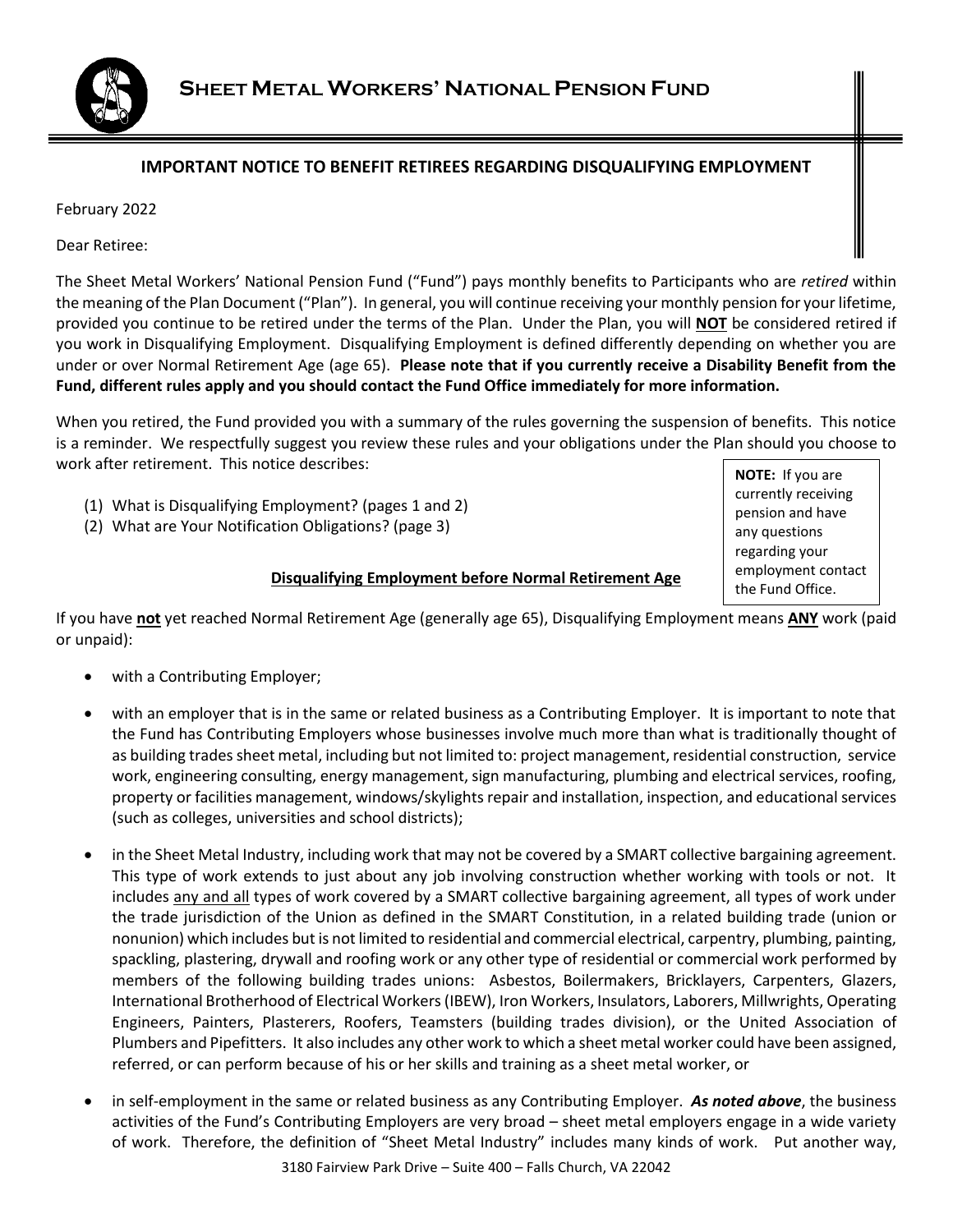# Sheet Metal Workers' National Pension Fund

## IMPORTANT NOTICE TO BENEFIT RETIREES REGARDING DISQUALIFYING EMPLOYMENT

February 2022

Dear Retiree:

The Sheet Metal Workers' National Pension Fund ("Fund") pays monthly benefits to Participants who are *retired* within the meaning of the Plan Document ("Plan"). In general, you will continue receiving your monthly pension for your lifetime, provided you continue to be retired under the terms of the Plan. Under the Plan, you will **NOT** be considered retired if you work in Disqualifying Employment. Disqualifying Employment is defined differently depending on whether you are under or over Normal Retirement Age (age 65). **Please note that if you currently receive a Disability Benefit from the Fund, different rules apply and you should contact the Fund Office immediately for more information.**

When you retired, the Fund provided you with a summary of the rules governing the suspension of benefits. This notice is a reminder. We respectfully suggest you review these rules and your obligations under the Plan should you choose to work after retirement. This notice describes:

(1) What is Disqualifying Employment? (pages 1 and 2)
(2) What are Your Notification Obligations? (page 3)

> **NOTE:** If you are currently receiving pension and have any questions regarding your employment contact the Fund Office.

### Disqualifying Employment before Normal Retirement Age

If you have **not** yet reached Normal Retirement Age (generally age 65), Disqualifying Employment means **ANY** work (paid or unpaid):

- with a Contributing Employer;
- with an employer that is in the same or related business as a Contributing Employer. It is important to note that the Fund has Contributing Employers whose businesses involve much more than what is traditionally thought of as building trades sheet metal, including but not limited to: project management, residential construction, service work, engineering consulting, energy management, sign manufacturing, plumbing and electrical services, roofing, property or facilities management, windows/skylights repair and installation, inspection, and educational services (such as colleges, universities and school districts);
- in the Sheet Metal Industry, including work that may not be covered by a SMART collective bargaining agreement. This type of work extends to just about any job involving construction whether working with tools or not. It includes any and all types of work covered by a SMART collective bargaining agreement, all types of work under the trade jurisdiction of the Union as defined in the SMART Constitution, in a related building trade (union or nonunion) which includes but is not limited to residential and commercial electrical, carpentry, plumbing, painting, spackling, plastering, drywall and roofing work or any other type of residential or commercial work performed by members of the following building trades unions: Asbestos, Boilermakers, Bricklayers, Carpenters, Glazers, International Brotherhood of Electrical Workers (IBEW), Iron Workers, Insulators, Laborers, Millwrights, Operating Engineers, Painters, Plasterers, Roofers, Teamsters (building trades division), or the United Association of Plumbers and Pipefitters. It also includes any other work to which a sheet metal worker could have been assigned, referred, or can perform because of his or her skills and training as a sheet metal worker, or
- in self-employment in the same or related business as any Contributing Employer. ***As noted above***, the business activities of the Fund's Contributing Employers are very broad – sheet metal employers engage in a wide variety of work. Therefore, the definition of "Sheet Metal Industry" includes many kinds of work. Put another way,

3180 Fairview Park Drive – Suite 400 – Falls Church, VA 22042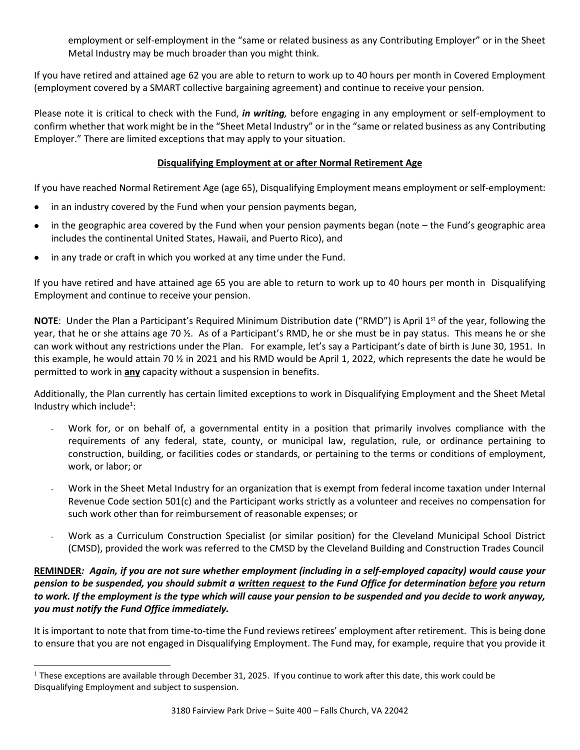employment or self-employment in the "same or related business as any Contributing Employer" or in the Sheet Metal Industry may be much broader than you might think.

If you have retired and attained age 62 you are able to return to work up to 40 hours per month in Covered Employment (employment covered by a SMART collective bargaining agreement) and continue to receive your pension.

Please note it is critical to check with the Fund, ***in writing,*** before engaging in any employment or self-employment to confirm whether that work might be in the "Sheet Metal Industry" or in the "same or related business as any Contributing Employer." There are limited exceptions that may apply to your situation.

## Disqualifying Employment at or after Normal Retirement Age

If you have reached Normal Retirement Age (age 65), Disqualifying Employment means employment or self-employment:

- in an industry covered by the Fund when your pension payments began,
- in the geographic area covered by the Fund when your pension payments began (note – the Fund's geographic area includes the continental United States, Hawaii, and Puerto Rico), and
- in any trade or craft in which you worked at any time under the Fund.

If you have retired and have attained age 65 you are able to return to work up to 40 hours per month in Disqualifying Employment and continue to receive your pension.

**NOTE**: Under the Plan a Participant's Required Minimum Distribution date ("RMD") is April 1st of the year, following the year, that he or she attains age 70 ½. As of a Participant's RMD, he or she must be in pay status. This means he or she can work without any restrictions under the Plan. For example, let's say a Participant's date of birth is June 30, 1951. In this example, he would attain 70 ½ in 2021 and his RMD would be April 1, 2022, which represents the date he would be permitted to work in **any** capacity without a suspension in benefits.

Additionally, the Plan currently has certain limited exceptions to work in Disqualifying Employment and the Sheet Metal Industry which include[1]:

- Work for, or on behalf of, a governmental entity in a position that primarily involves compliance with the requirements of any federal, state, county, or municipal law, regulation, rule, or ordinance pertaining to construction, building, or facilities codes or standards, or pertaining to the terms or conditions of employment, work, or labor; or
- Work in the Sheet Metal Industry for an organization that is exempt from federal income taxation under Internal Revenue Code section 501(c) and the Participant works strictly as a volunteer and receives no compensation for such work other than for reimbursement of reasonable expenses; or
- Work as a Curriculum Construction Specialist (or similar position) for the Cleveland Municipal School District (CMSD), provided the work was referred to the CMSD by the Cleveland Building and Construction Trades Council

**REMINDER*: Again, if you are not sure whether employment (including in a self-employed capacity) would cause your pension to be suspended, you should submit a written request to the Fund Office for determination before you return to work. If the employment is the type which will cause your pension to be suspended and you decide to work anyway, you must notify the Fund Office immediately.***

It is important to note that from time-to-time the Fund reviews retirees' employment after retirement. This is being done to ensure that you are not engaged in Disqualifying Employment. The Fund may, for example, require that you provide it

[1] These exceptions are available through December 31, 2025. If you continue to work after this date, this work could be Disqualifying Employment and subject to suspension.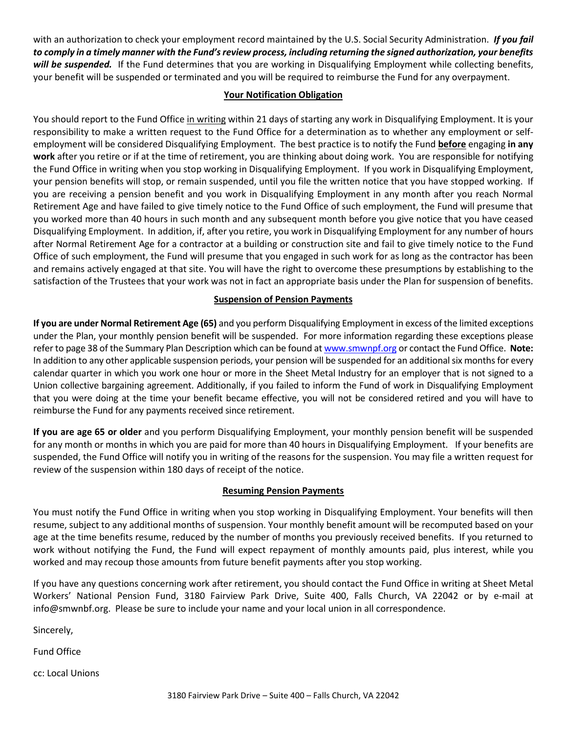with an authorization to check your employment record maintained by the U.S. Social Security Administration. ***If you fail to comply in a timely manner with the Fund's review process, including returning the signed authorization, your benefits will be suspended.*** If the Fund determines that you are working in Disqualifying Employment while collecting benefits, your benefit will be suspended or terminated and you will be required to reimburse the Fund for any overpayment.

## Your Notification Obligation

You should report to the Fund Office in writing within 21 days of starting any work in Disqualifying Employment. It is your responsibility to make a written request to the Fund Office for a determination as to whether any employment or self-employment will be considered Disqualifying Employment. The best practice is to notify the Fund **before** engaging **in any work** after you retire or if at the time of retirement, you are thinking about doing work. You are responsible for notifying the Fund Office in writing when you stop working in Disqualifying Employment. If you work in Disqualifying Employment, your pension benefits will stop, or remain suspended, until you file the written notice that you have stopped working. If you are receiving a pension benefit and you work in Disqualifying Employment in any month after you reach Normal Retirement Age and have failed to give timely notice to the Fund Office of such employment, the Fund will presume that you worked more than 40 hours in such month and any subsequent month before you give notice that you have ceased Disqualifying Employment. In addition, if, after you retire, you work in Disqualifying Employment for any number of hours after Normal Retirement Age for a contractor at a building or construction site and fail to give timely notice to the Fund Office of such employment, the Fund will presume that you engaged in such work for as long as the contractor has been and remains actively engaged at that site. You will have the right to overcome these presumptions by establishing to the satisfaction of the Trustees that your work was not in fact an appropriate basis under the Plan for suspension of benefits.

## Suspension of Pension Payments

**If you are under Normal Retirement Age (65)** and you perform Disqualifying Employment in excess of the limited exceptions under the Plan, your monthly pension benefit will be suspended. For more information regarding these exceptions please refer to page 38 of the Summary Plan Description which can be found at www.smwnpf.org or contact the Fund Office. **Note:** In addition to any other applicable suspension periods, your pension will be suspended for an additional six months for every calendar quarter in which you work one hour or more in the Sheet Metal Industry for an employer that is not signed to a Union collective bargaining agreement. Additionally, if you failed to inform the Fund of work in Disqualifying Employment that you were doing at the time your benefit became effective, you will not be considered retired and you will have to reimburse the Fund for any payments received since retirement.

**If you are age 65 or older** and you perform Disqualifying Employment, your monthly pension benefit will be suspended for any month or months in which you are paid for more than 40 hours in Disqualifying Employment. If your benefits are suspended, the Fund Office will notify you in writing of the reasons for the suspension. You may file a written request for review of the suspension within 180 days of receipt of the notice.

## Resuming Pension Payments

You must notify the Fund Office in writing when you stop working in Disqualifying Employment. Your benefits will then resume, subject to any additional months of suspension. Your monthly benefit amount will be recomputed based on your age at the time benefits resume, reduced by the number of months you previously received benefits. If you returned to work without notifying the Fund, the Fund will expect repayment of monthly amounts paid, plus interest, while you worked and may recoup those amounts from future benefit payments after you stop working.

If you have any questions concerning work after retirement, you should contact the Fund Office in writing at Sheet Metal Workers' National Pension Fund, 3180 Fairview Park Drive, Suite 400, Falls Church, VA 22042 or by e-mail at info@smwnbf.org. Please be sure to include your name and your local union in all correspondence.

Sincerely,

Fund Office

cc: Local Unions